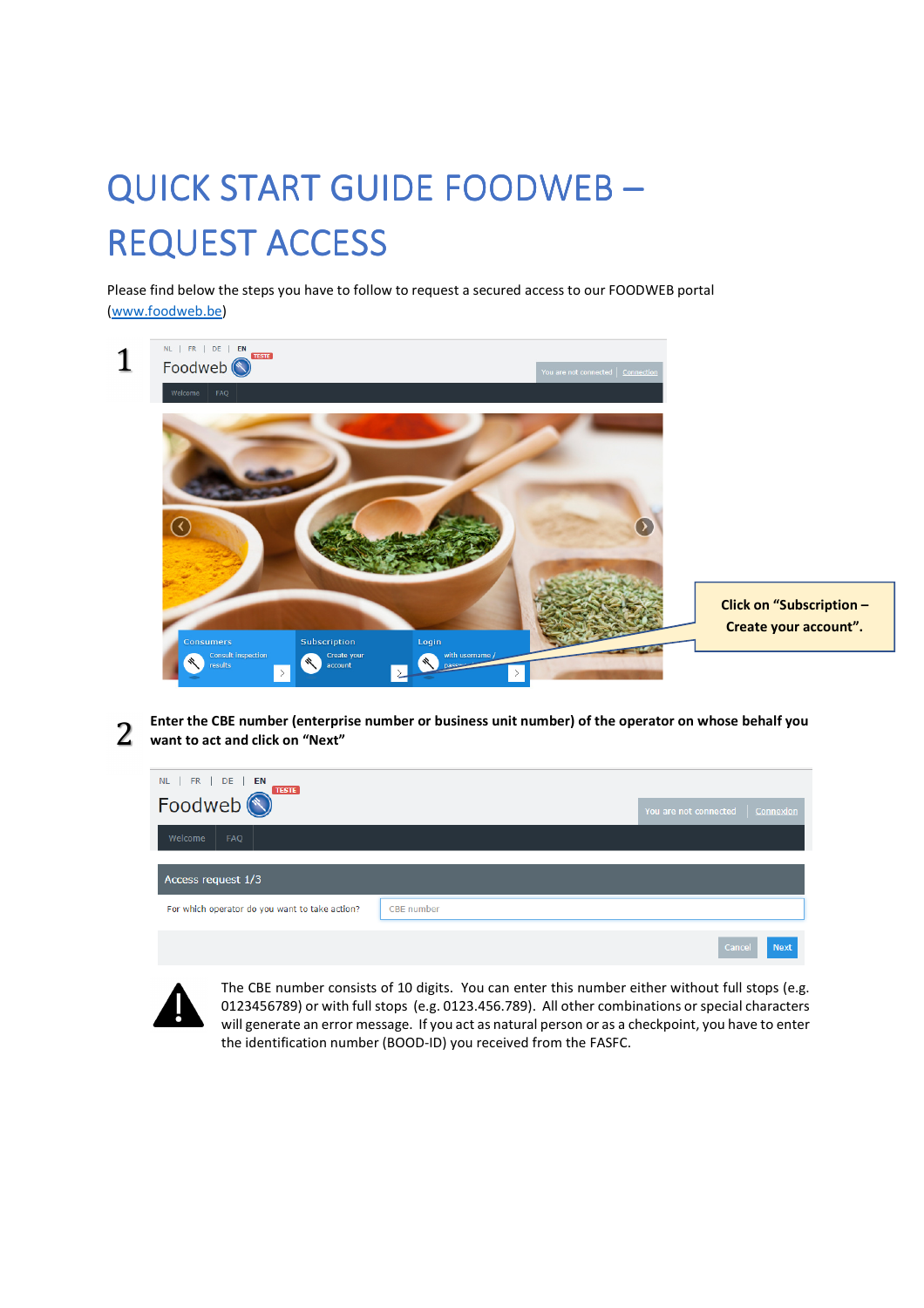# QUICK START GUIDE FOODWEB – REQUEST ACCESS

Please find below the steps you have to follow to request a secured access to our FOODWEB portal (www.foodweb.be)

1

Click on "Subscription – Create your account".

2

**Enter the CBE number (enterprise number or business unit number) of the operator on whose behalf you want to act and click on "Next"**

The CBE number consists of 10 digits. You can enter this number either without full stops (e.g. 0123456789) or with full stops (e.g. 0123.456.789). All other combinations or special characters will generate an error message. If you act as natural person or as a checkpoint, you have to enter the identification number (BOOD-ID) you received from the FASFC.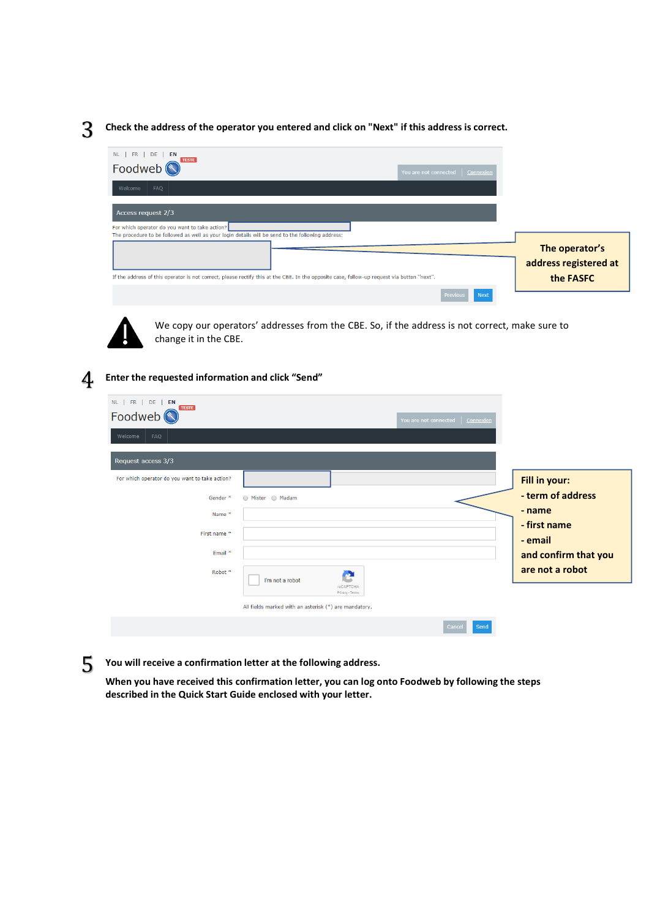## 3 Check the address of the operator you entered and click on "Next" if this address is correct.

NL | FR | DE | EN

Foodweb TESTE

You are not connected | Connexion

Welcome | FAQ

Access request 2/3

For which operator do you want to take action?

The procedure to be followed as well as your login details will be send to the following address:

If the address of this operator is not correct, please rectify this at the CBE. In the opposite case, follow-up request via button "next".

Previous | Next

**The operator's address registered at the FASFC**

We copy our operators' addresses from the CBE. So, if the address is not correct, make sure to change it in the CBE.

## 4 Enter the requested information and click "Send"

NL | FR | DE | EN

Foodweb TESTE

You are not connected | Connexion

Welcome | FAQ

Request access 3/3

For which operator do you want to take action?

Gender * Mister Madam

Name *

First name *

Email *

Robot * I'm not a robot

All fields marked with an asterisk (*) are mandatory.

Cancel | Send

**Fill in your:**
- **term of address**
- **name**
- **first name**
- **email**

**and confirm that you are not a robot**

## 5 You will receive a confirmation letter at the following address.

**When you have received this confirmation letter, you can log onto Foodweb by following the steps described in the Quick Start Guide enclosed with your letter.**